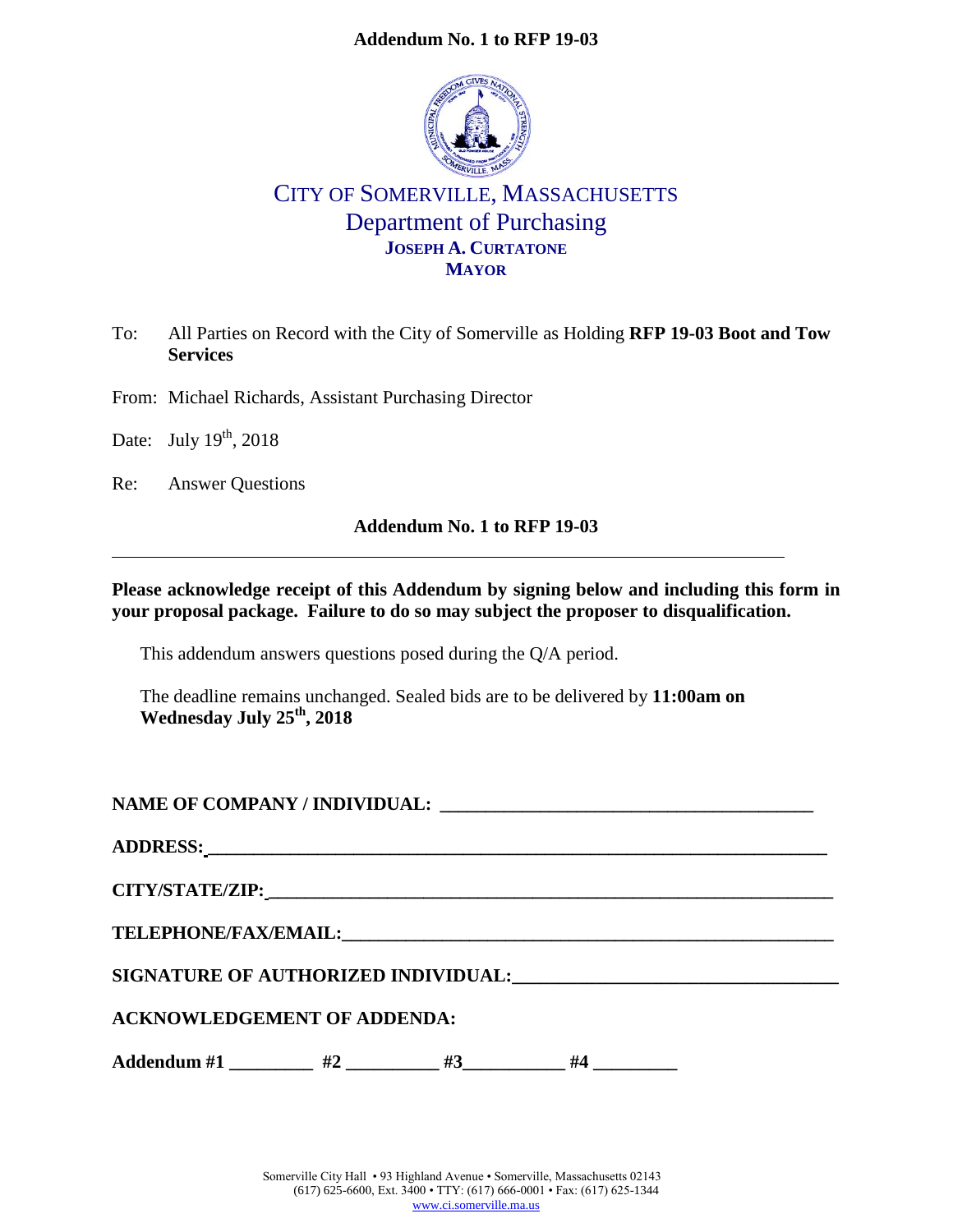**Addendum No. 1 to RFP 19-03**

# CITY OF SOMERVILLE, MASSACHUSETTS

## Department of Purchasing

**JOSEPH A. CURTATONE**
**MAYOR**

To: All Parties on Record with the City of Somerville as Holding **RFP 19-03 Boot and Tow Services**

From: Michael Richards, Assistant Purchasing Director

Date: July 19th, 2018

Re: Answer Questions

**Addendum No. 1 to RFP 19-03**

---

**Please acknowledge receipt of this Addendum by signing below and including this form in your proposal package. Failure to do so may subject the proposer to disqualification.**

This addendum answers questions posed during the Q/A period.

The deadline remains unchanged. Sealed bids are to be delivered by **11:00am on Wednesday July 25th, 2018**

**NAME OF COMPANY / INDIVIDUAL:** ________________________________________

**ADDRESS:** ________________________________________

**CITY/STATE/ZIP:** ________________________________________

**TELEPHONE/FAX/EMAIL:** ________________________________________

**SIGNATURE OF AUTHORIZED INDIVIDUAL:** ________________________________________

**ACKNOWLEDGEMENT OF ADDENDA:**

**Addendum #1** _________ **#2** __________ **#3** ___________ **#4** _________

Somerville City Hall • 93 Highland Avenue • Somerville, Massachusetts 02143
(617) 625-6600, Ext. 3400 • TTY: (617) 666-0001 • Fax: (617) 625-1344
www.ci.somerville.ma.us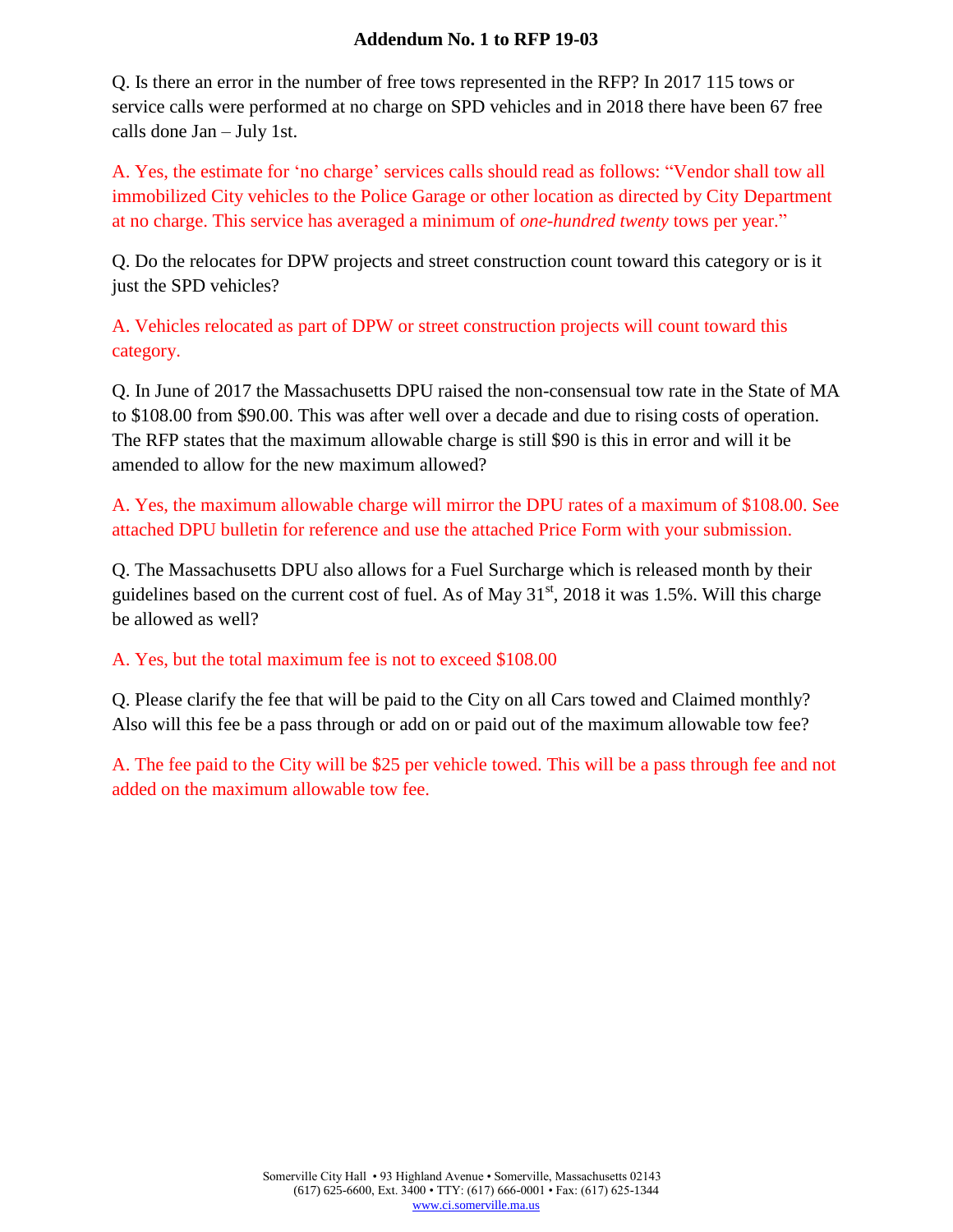## Addendum No. 1 to RFP 19-03

Q. Is there an error in the number of free tows represented in the RFP? In 2017 115 tows or service calls were performed at no charge on SPD vehicles and in 2018 there have been 67 free calls done Jan – July 1st.

A. Yes, the estimate for 'no charge' services calls should read as follows: "Vendor shall tow all immobilized City vehicles to the Police Garage or other location as directed by City Department at no charge. This service has averaged a minimum of *one-hundred twenty* tows per year."

Q. Do the relocates for DPW projects and street construction count toward this category or is it just the SPD vehicles?

A. Vehicles relocated as part of DPW or street construction projects will count toward this category.

Q. In June of 2017 the Massachusetts DPU raised the non-consensual tow rate in the State of MA to $108.00 from $90.00. This was after well over a decade and due to rising costs of operation. The RFP states that the maximum allowable charge is still $90 is this in error and will it be amended to allow for the new maximum allowed?

A. Yes, the maximum allowable charge will mirror the DPU rates of a maximum of $108.00. See attached DPU bulletin for reference and use the attached Price Form with your submission.

Q. The Massachusetts DPU also allows for a Fuel Surcharge which is released month by their guidelines based on the current cost of fuel. As of May 31st, 2018 it was 1.5%. Will this charge be allowed as well?

A. Yes, but the total maximum fee is not to exceed $108.00

Q. Please clarify the fee that will be paid to the City on all Cars towed and Claimed monthly? Also will this fee be a pass through or add on or paid out of the maximum allowable tow fee?

A. The fee paid to the City will be $25 per vehicle towed. This will be a pass through fee and not added on the maximum allowable tow fee.

Somerville City Hall • 93 Highland Avenue • Somerville, Massachusetts 02143
(617) 625-6600, Ext. 3400 • TTY: (617) 666-0001 • Fax: (617) 625-1344
www.ci.somerville.ma.us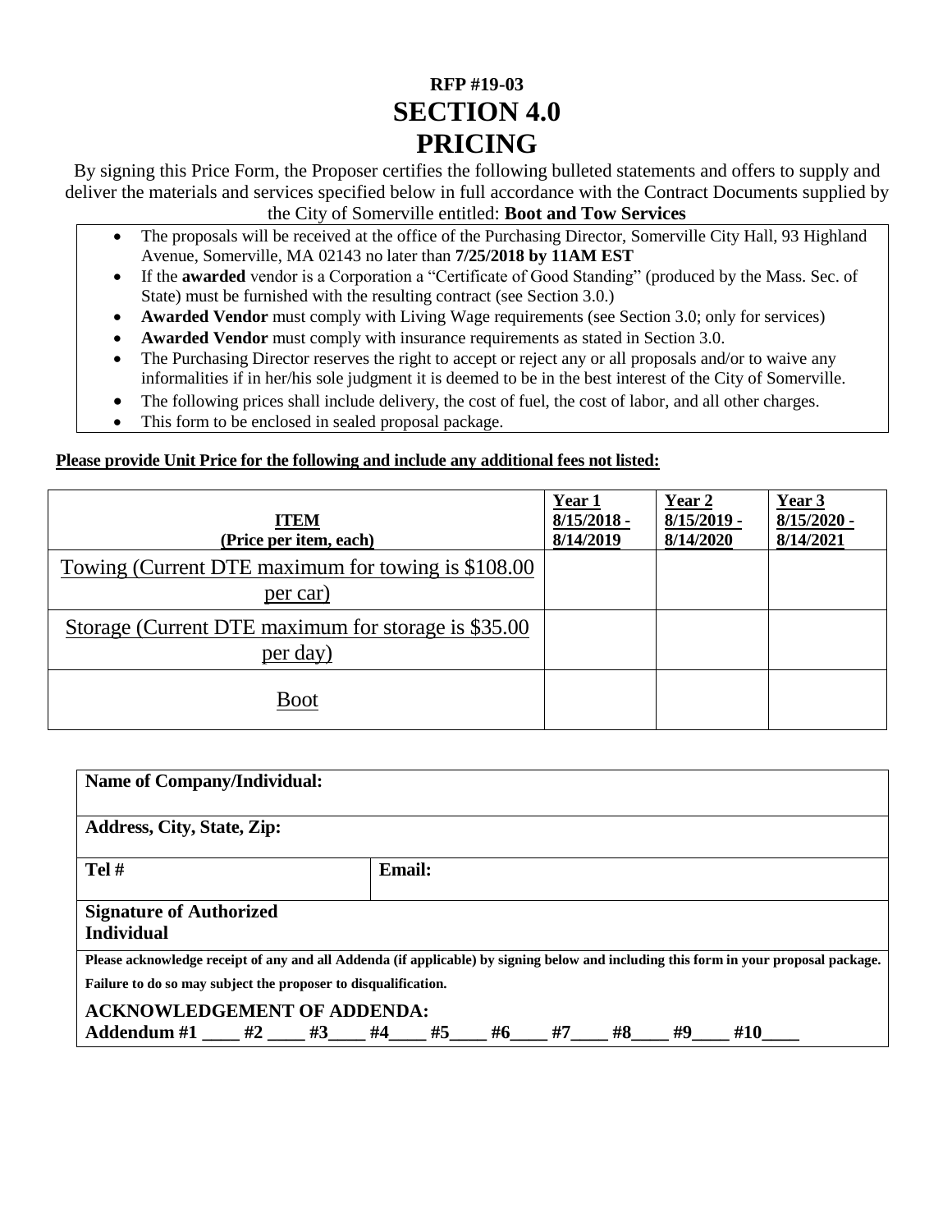# RFP #19-03
# SECTION 4.0
# PRICING

By signing this Price Form, the Proposer certifies the following bulleted statements and offers to supply and deliver the materials and services specified below in full accordance with the Contract Documents supplied by the City of Somerville entitled: **Boot and Tow Services**

- The proposals will be received at the office of the Purchasing Director, Somerville City Hall, 93 Highland Avenue, Somerville, MA 02143 no later than **7/25/2018 by 11AM EST**
- If the **awarded** vendor is a Corporation a "Certificate of Good Standing" (produced by the Mass. Sec. of State) must be furnished with the resulting contract (see Section 3.0.)
- **Awarded Vendor** must comply with Living Wage requirements (see Section 3.0; only for services)
- **Awarded Vendor** must comply with insurance requirements as stated in Section 3.0.
- The Purchasing Director reserves the right to accept or reject any or all proposals and/or to waive any informalities if in her/his sole judgment it is deemed to be in the best interest of the City of Somerville.
- The following prices shall include delivery, the cost of fuel, the cost of labor, and all other charges.
- This form to be enclosed in sealed proposal package.

**Please provide Unit Price for the following and include any additional fees not listed:**

| ITEM (Price per item, each) | Year 1 8/15/2018 - 8/14/2019 | Year 2 8/15/2019 - 8/14/2020 | Year 3 8/15/2020 - 8/14/2021 |
|---|---|---|---|
| Towing (Current DTE maximum for towing is $108.00 per car) | | | |
| Storage (Current DTE maximum for storage is $35.00 per day) | | | |
| Boot | | | |

| | |
|---|---|
| **Name of Company/Individual:** | |
| **Address, City, State, Zip:** | |
| **Tel #** | **Email:** |
| **Signature of Authorized Individual** | |

**Please acknowledge receipt of any and all Addenda (if applicable) by signing below and including this form in your proposal package. Failure to do so may subject the proposer to disqualification.**

**ACKNOWLEDGEMENT OF ADDENDA:**
**Addendum #1 ____ #2 ____ #3____ #4____ #5____ #6____ #7____ #8____ #9____ #10____**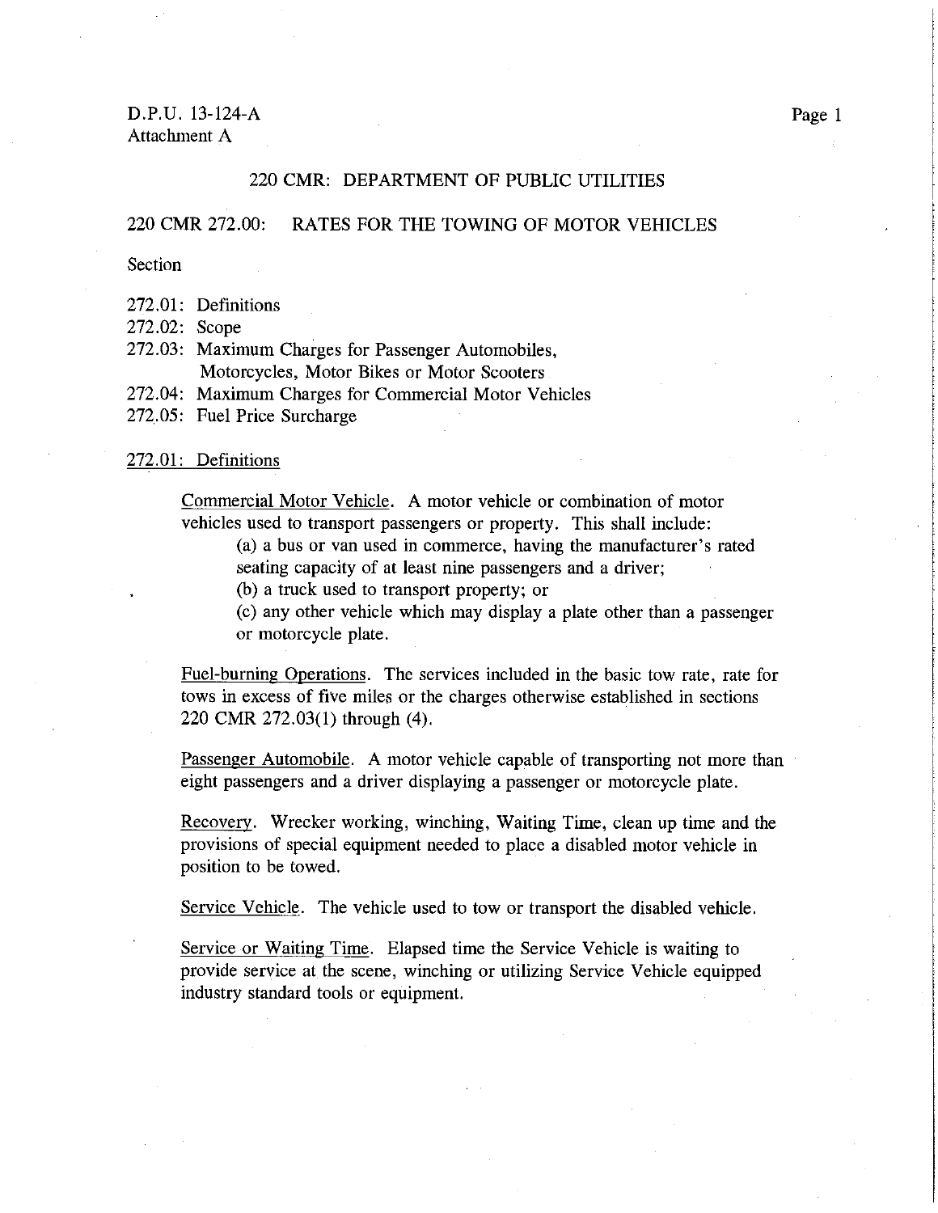D.P.U. 13-124-A
Attachment A

# 220 CMR: DEPARTMENT OF PUBLIC UTILITIES

## 220 CMR 272.00: RATES FOR THE TOWING OF MOTOR VEHICLES

Section

272.01: Definitions
272.02: Scope
272.03: Maximum Charges for Passenger Automobiles, Motorcycles, Motor Bikes or Motor Scooters
272.04: Maximum Charges for Commercial Motor Vehicles
272.05: Fuel Price Surcharge

### 272.01: Definitions

Commercial Motor Vehicle. A motor vehicle or combination of motor vehicles used to transport passengers or property. This shall include:

(a) a bus or van used in commerce, having the manufacturer's rated seating capacity of at least nine passengers and a driver;

(b) a truck used to transport property; or

(c) any other vehicle which may display a plate other than a passenger or motorcycle plate.

Fuel-burning Operations. The services included in the basic tow rate, rate for tows in excess of five miles or the charges otherwise established in sections 220 CMR 272.03(1) through (4).

Passenger Automobile. A motor vehicle capable of transporting not more than eight passengers and a driver displaying a passenger or motorcycle plate.

Recovery. Wrecker working, winching, Waiting Time, clean up time and the provisions of special equipment needed to place a disabled motor vehicle in position to be towed.

Service Vehicle. The vehicle used to tow or transport the disabled vehicle.

Service or Waiting Time. Elapsed time the Service Vehicle is waiting to provide service at the scene, winching or utilizing Service Vehicle equipped industry standard tools or equipment.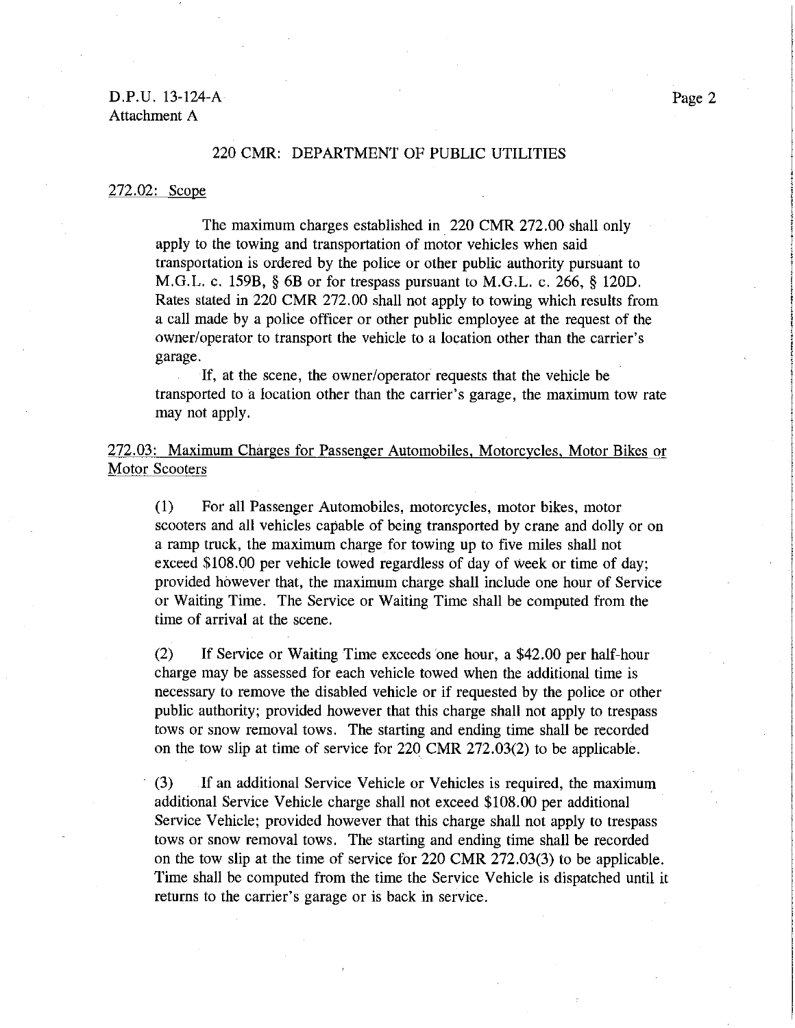D.P.U. 13-124-A
Attachment A

220 CMR: DEPARTMENT OF PUBLIC UTILITIES

272.02: Scope

The maximum charges established in 220 CMR 272.00 shall only apply to the towing and transportation of motor vehicles when said transportation is ordered by the police or other public authority pursuant to M.G.L. c. 159B, § 6B or for trespass pursuant to M.G.L. c. 266, § 120D. Rates stated in 220 CMR 272.00 shall not apply to towing which results from a call made by a police officer or other public employee at the request of the owner/operator to transport the vehicle to a location other than the carrier's garage.

If, at the scene, the owner/operator requests that the vehicle be transported to a location other than the carrier's garage, the maximum tow rate may not apply.

272.03: Maximum Charges for Passenger Automobiles, Motorcycles, Motor Bikes or Motor Scooters

(1) For all Passenger Automobiles, motorcycles, motor bikes, motor scooters and all vehicles capable of being transported by crane and dolly or on a ramp truck, the maximum charge for towing up to five miles shall not exceed $108.00 per vehicle towed regardless of day of week or time of day; provided however that, the maximum charge shall include one hour of Service or Waiting Time. The Service or Waiting Time shall be computed from the time of arrival at the scene.

(2) If Service or Waiting Time exceeds one hour, a $42.00 per half-hour charge may be assessed for each vehicle towed when the additional time is necessary to remove the disabled vehicle or if requested by the police or other public authority; provided however that this charge shall not apply to trespass tows or snow removal tows. The starting and ending time shall be recorded on the tow slip at time of service for 220 CMR 272.03(2) to be applicable.

(3) If an additional Service Vehicle or Vehicles is required, the maximum additional Service Vehicle charge shall not exceed $108.00 per additional Service Vehicle; provided however that this charge shall not apply to trespass tows or snow removal tows. The starting and ending time shall be recorded on the tow slip at the time of service for 220 CMR 272.03(3) to be applicable. Time shall be computed from the time the Service Vehicle is dispatched until it returns to the carrier's garage or is back in service.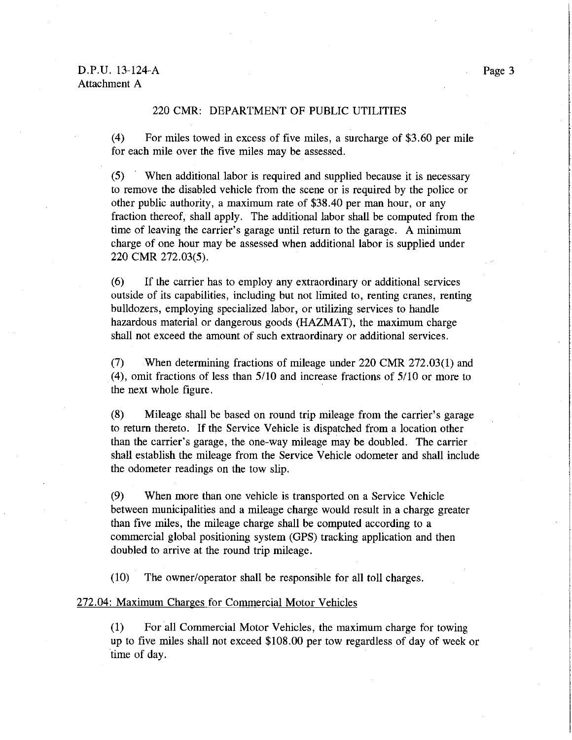220 CMR: DEPARTMENT OF PUBLIC UTILITIES

(4) For miles towed in excess of five miles, a surcharge of $3.60 per mile for each mile over the five miles may be assessed.

(5) When additional labor is required and supplied because it is necessary to remove the disabled vehicle from the scene or is required by the police or other public authority, a maximum rate of $38.40 per man hour, or any fraction thereof, shall apply. The additional labor shall be computed from the time of leaving the carrier's garage until return to the garage. A minimum charge of one hour may be assessed when additional labor is supplied under 220 CMR 272.03(5).

(6) If the carrier has to employ any extraordinary or additional services outside of its capabilities, including but not limited to, renting cranes, renting bulldozers, employing specialized labor, or utilizing services to handle hazardous material or dangerous goods (HAZMAT), the maximum charge shall not exceed the amount of such extraordinary or additional services.

(7) When determining fractions of mileage under 220 CMR 272.03(1) and (4), omit fractions of less than 5/10 and increase fractions of 5/10 or more to the next whole figure.

(8) Mileage shall be based on round trip mileage from the carrier's garage to return thereto. If the Service Vehicle is dispatched from a location other than the carrier's garage, the one-way mileage may be doubled. The carrier shall establish the mileage from the Service Vehicle odometer and shall include the odometer readings on the tow slip.

(9) When more than one vehicle is transported on a Service Vehicle between municipalities and a mileage charge would result in a charge greater than five miles, the mileage charge shall be computed according to a commercial global positioning system (GPS) tracking application and then doubled to arrive at the round trip mileage.

(10) The owner/operator shall be responsible for all toll charges.

272.04: Maximum Charges for Commercial Motor Vehicles

(1) For all Commercial Motor Vehicles, the maximum charge for towing up to five miles shall not exceed $108.00 per tow regardless of day of week or time of day.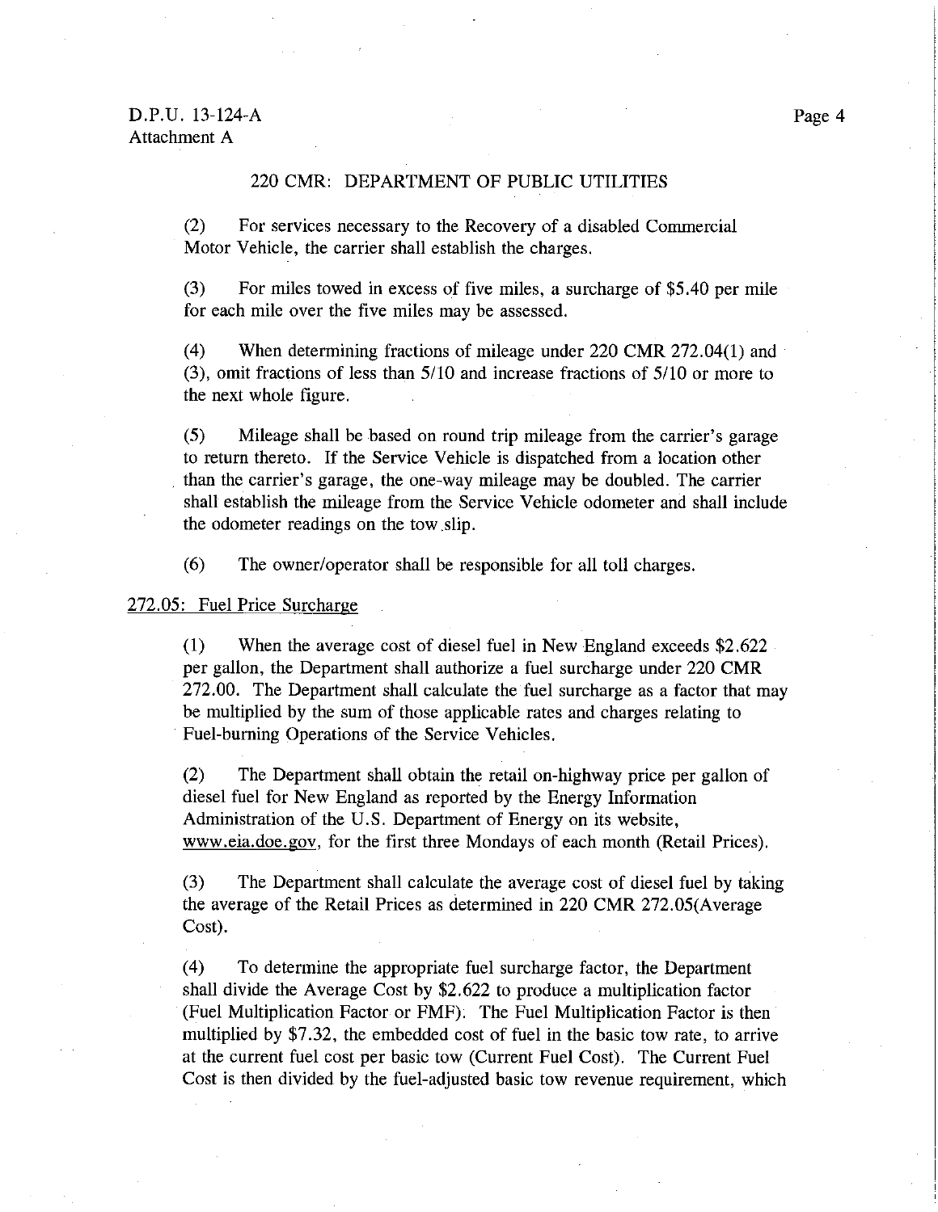220 CMR: DEPARTMENT OF PUBLIC UTILITIES

(2) For services necessary to the Recovery of a disabled Commercial Motor Vehicle, the carrier shall establish the charges.

(3) For miles towed in excess of five miles, a surcharge of $5.40 per mile for each mile over the five miles may be assessed.

(4) When determining fractions of mileage under 220 CMR 272.04(1) and (3), omit fractions of less than 5/10 and increase fractions of 5/10 or more to the next whole figure.

(5) Mileage shall be based on round trip mileage from the carrier's garage to return thereto. If the Service Vehicle is dispatched from a location other than the carrier's garage, the one-way mileage may be doubled. The carrier shall establish the mileage from the Service Vehicle odometer and shall include the odometer readings on the tow slip.

(6) The owner/operator shall be responsible for all toll charges.

## 272.05: Fuel Price Surcharge

(1) When the average cost of diesel fuel in New England exceeds $2.622 per gallon, the Department shall authorize a fuel surcharge under 220 CMR 272.00. The Department shall calculate the fuel surcharge as a factor that may be multiplied by the sum of those applicable rates and charges relating to Fuel-burning Operations of the Service Vehicles.

(2) The Department shall obtain the retail on-highway price per gallon of diesel fuel for New England as reported by the Energy Information Administration of the U.S. Department of Energy on its website, www.eia.doe.gov, for the first three Mondays of each month (Retail Prices).

(3) The Department shall calculate the average cost of diesel fuel by taking the average of the Retail Prices as determined in 220 CMR 272.05(Average Cost).

(4) To determine the appropriate fuel surcharge factor, the Department shall divide the Average Cost by $2.622 to produce a multiplication factor (Fuel Multiplication Factor or FMF). The Fuel Multiplication Factor is then multiplied by $7.32, the embedded cost of fuel in the basic tow rate, to arrive at the current fuel cost per basic tow (Current Fuel Cost). The Current Fuel Cost is then divided by the fuel-adjusted basic tow revenue requirement, which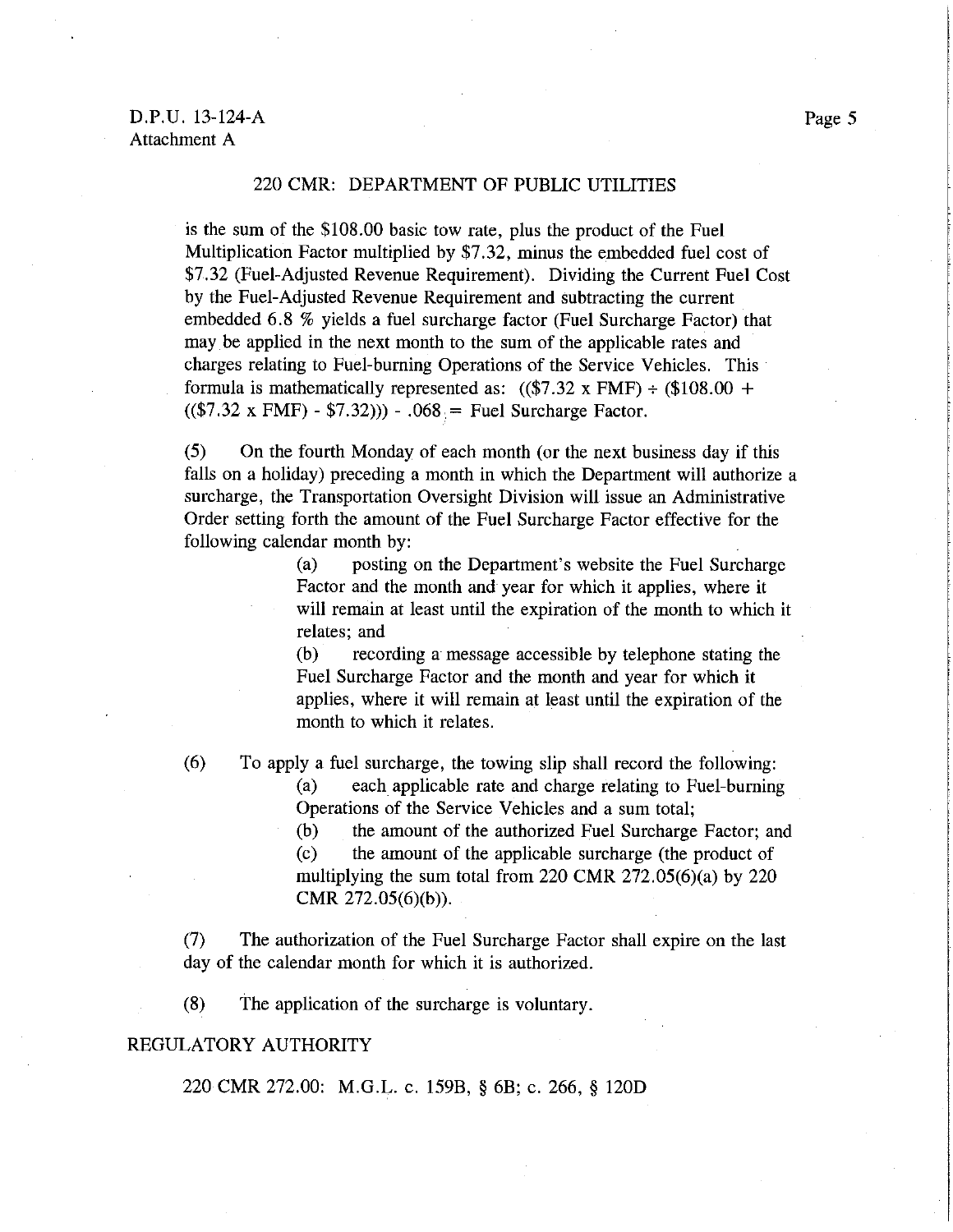## 220 CMR: DEPARTMENT OF PUBLIC UTILITIES

is the sum of the \$108.00 basic tow rate, plus the product of the Fuel Multiplication Factor multiplied by \$7.32, minus the embedded fuel cost of \$7.32 (Fuel-Adjusted Revenue Requirement). Dividing the Current Fuel Cost by the Fuel-Adjusted Revenue Requirement and subtracting the current embedded 6.8 % yields a fuel surcharge factor (Fuel Surcharge Factor) that may be applied in the next month to the sum of the applicable rates and charges relating to Fuel-burning Operations of the Service Vehicles. This formula is mathematically represented as: $((\$7.32 \times FMF) \div (\$108.00 + ((\$7.32 \times FMF) - \$7.32))) - .068 =$ Fuel Surcharge Factor.

(5) On the fourth Monday of each month (or the next business day if this falls on a holiday) preceding a month in which the Department will authorize a surcharge, the Transportation Oversight Division will issue an Administrative Order setting forth the amount of the Fuel Surcharge Factor effective for the following calendar month by:

(a) posting on the Department's website the Fuel Surcharge Factor and the month and year for which it applies, where it will remain at least until the expiration of the month to which it relates; and

(b) recording a message accessible by telephone stating the Fuel Surcharge Factor and the month and year for which it applies, where it will remain at least until the expiration of the month to which it relates.

(6) To apply a fuel surcharge, the towing slip shall record the following:

(a) each applicable rate and charge relating to Fuel-burning Operations of the Service Vehicles and a sum total;

(b) the amount of the authorized Fuel Surcharge Factor; and

(c) the amount of the applicable surcharge (the product of multiplying the sum total from 220 CMR 272.05(6)(a) by 220 CMR 272.05(6)(b)).

(7) The authorization of the Fuel Surcharge Factor shall expire on the last day of the calendar month for which it is authorized.

(8) The application of the surcharge is voluntary.

REGULATORY AUTHORITY

220 CMR 272.00: M.G.L. c. 159B, § 6B; c. 266, § 120D